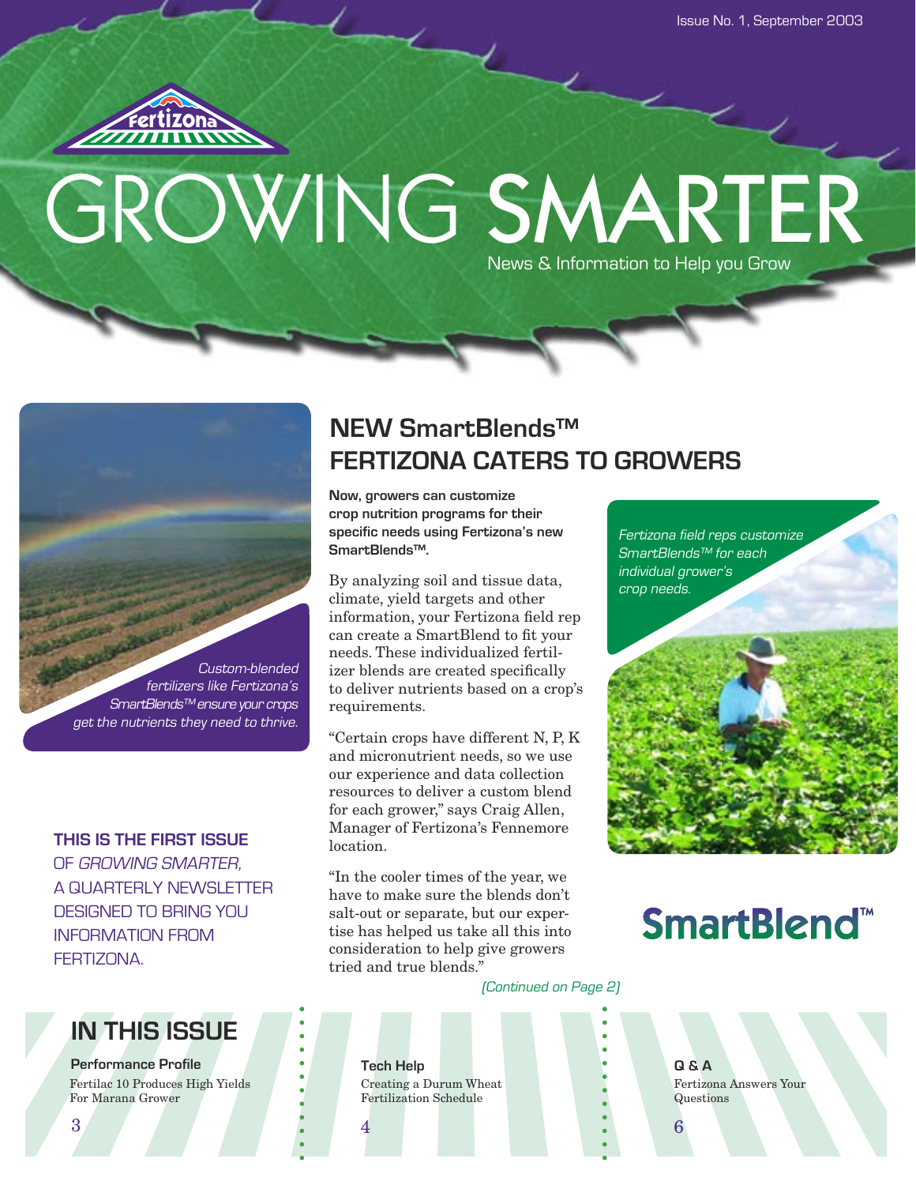Issue No. 1, September 2003

Fertizona

# GROWING SMARTER

News & Information to Help you Grow

Custom-blended fertilizers like Fertizona's SmartBlends™ ensure your crops get the nutrients they need to thrive.

**THIS IS THE FIRST ISSUE** OF *GROWING SMARTER,* A QUARTERLY NEWSLETTER DESIGNED TO BRING YOU INFORMATION FROM FERTIZONA.

## NEW SmartBlends™ FERTIZONA CATERS TO GROWERS

**Now, growers can customize crop nutrition programs for their specific needs using Fertizona's new SmartBlends™.**

By analyzing soil and tissue data, climate, yield targets and other information, your Fertizona field rep can create a SmartBlend to fit your needs. These individualized fertilizer blends are created specifically to deliver nutrients based on a crop's requirements.

"Certain crops have different N, P, K and micronutrient needs, so we use our experience and data collection resources to deliver a custom blend for each grower," says Craig Allen, Manager of Fertizona's Fennemore location.

"In the cooler times of the year, we have to make sure the blends don't salt-out or separate, but our expertise has helped us take all this into consideration to help give growers tried and true blends."

*(Continued on Page 2)*

*Fertizona field reps customize SmartBlends™ for each individual grower's crop needs.*

SmartBlend™

## IN THIS ISSUE

**Performance Profile**
Fertilac 10 Produces High Yields For Marana Grower
3

**Tech Help**
Creating a Durum Wheat Fertilization Schedule
4

**Q & A**
Fertizona Answers Your Questions
6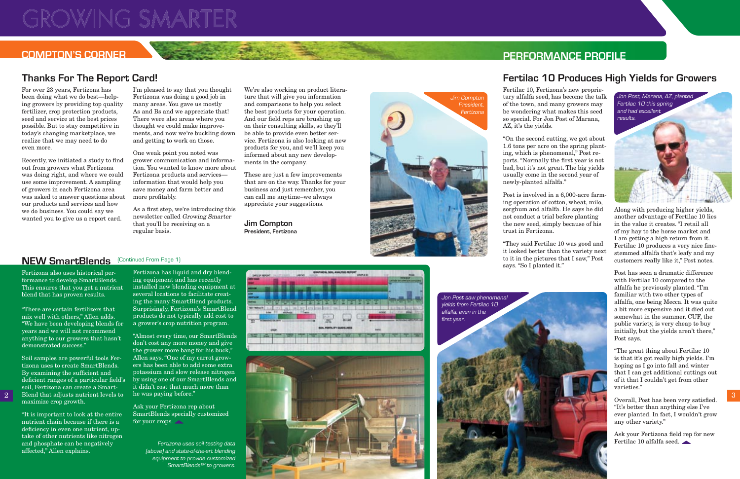# GROWING SMARTER

## COMPTON'S CORNER

### Thanks For The Report Card!

For over 23 years, Fertizona has been doing what we do best—helping growers by providing top quality fertilizer, crop protection products, seed and service at the best prices possible. But to stay competitive in today's changing marketplace, we realize that we may need to do even more.

Recently, we initiated a study to find out from growers what Fertizona was doing right, and where we could use some improvement. A sampling of growers in each Fertizona area was asked to answer questions about our products and services and how we do business. You could say we wanted you to give us a report card.

I'm pleased to say that you thought Fertizona was doing a good job in many areas. You gave us mostly As and Bs and we appreciate that! There were also areas where you thought we could make improvements, and now we're buckling down and getting to work on those.

One weak point you noted was grower communication and information. You wanted to know more about Fertizona products and services—information that would help you save money and farm better and more profitably.

As a first step, we're introducing this newsletter called *Growing Smarter* that you'll be receiving on a regular basis.

We're also working on product literature that will give you information and comparisons to help you select the best products for your operation. And our field reps are brushing up on their consulting skills, so they'll be able to provide even better service. Fertizona is also looking at new products for you, and we'll keep you informed about any new developments in the company.

These are just a few improvements that are on the way. Thanks for your business and just remember, you can call me anytime–we always appreciate your suggestions.

**Jim Compton**
**President, Fertizona**

*Jim Compton President, Fertizona*

### NEW SmartBlends [Continued From Page 1]

Fertizona also uses historical performance to develop SmartBlends. This ensures that you get a nutrient blend that has proven results.

"There are certain fertilizers that mix well with others," Allen adds. "We have been developing blends for years and we will not recommend anything to our growers that hasn't demonstrated success."

Soil samples are powerful tools Fertizona uses to create SmartBlends. By examining the sufficient and deficient ranges of a particular field's soil, Fertizona can create a SmartBlend that adjusts nutrient levels to maximize crop growth.

"It is important to look at the entire nutrient chain because if there is a deficiency in even one nutrient, uptake of other nutrients like nitrogen and phosphate can be negatively affected," Allen explains.

Fertizona has liquid and dry blending equipment and has recently installed new blending equipment at several locations to facilitate creating the many SmartBlend products. Surprisingly, Fertizona's SmartBlend products do not typically add cost to a grower's crop nutrition program.

"Almost every time, our SmartBlends don't cost any more money and give the grower more bang for his buck," Allen says. "One of my carrot growers has been able to add some extra potassium and slow release nitrogen by using one of our SmartBlends and it didn't cost that much more than he was paying before."

Ask your Fertizona rep about SmartBlends specially customized for your crops.

*Fertizona uses soil testing data (above) and state-of-the-art blending equipment to provide customized SmartBlends™ to growers.*

## PERFORMANCE PROFILE

### Fertilac 10 Produces High Yields for Growers

Fertilac 10, Fertizona's new proprietary alfalfa seed, has become the talk of the town, and many growers may be wondering what makes this seed so special. For Jon Post of Marana, AZ, it's the yields.

"On the second cutting, we got about 1.6 tons per acre on the spring planting, which is phenomenal," Post reports. "Normally the first year is not bad, but it's not great. The big yields usually come in the second year of newly-planted alfalfa."

Post is involved in a 6,000-acre farming operation of cotton, wheat, milo, sorghum and alfalfa. He says he did not conduct a trial before planting the new seed, simply because of his trust in Fertizona.

"They said Fertilac 10 was good and it looked better than the variety next to it in the pictures that I saw," Post says. "So I planted it."

*Jon Post, Marana, AZ, planted Fertilac 10 this spring and had excellent results.*

Along with producing higher yields, another advantage of Fertilac 10 lies in the value it creates. "I retail all of my hay to the horse market and I am getting a high return from it. Fertilac 10 produces a very nice fine-stemmed alfalfa that's leafy and my customers really like it," Post notes.

Post has seen a dramatic difference with Fertilac 10 compared to the alfalfa he previously planted. "I'm familiar with two other types of alfalfa, one being Mecca. It was quite a bit more expensive and it died out somewhat in the summer. CUF, the public variety, is very cheap to buy initially, but the yields aren't there," Post says.

"The great thing about Fertilac 10 is that it's got really high yields. I'm hoping as I go into fall and winter that I can get additional cuttings out of it that I couldn't get from other varieties."

Overall, Post has been very satisfied. "It's better than anything else I've ever planted. In fact, I wouldn't grow any other variety."

Ask your Fertizona field rep for new Fertilac 10 alfalfa seed.

*Jon Post saw phenomenal yields from Fertilac 10 alfalfa, even in the first year.*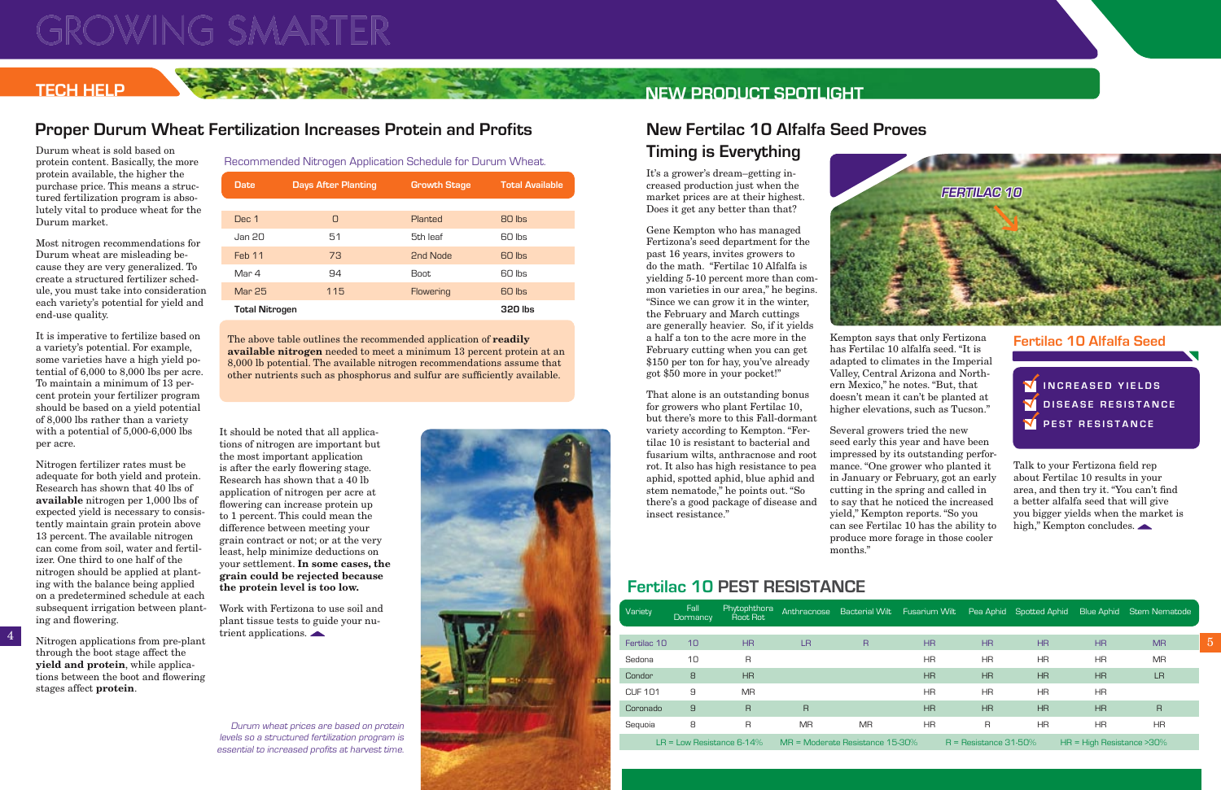## TECH HELP

# Proper Durum Wheat Fertilization Increases Protein and Profits

Durum wheat is sold based on protein content. Basically, the more protein available, the higher the purchase price. This means a structured fertilization program is absolutely vital to produce wheat for the Durum market.

Most nitrogen recommendations for Durum wheat are misleading because they are very generalized. To create a structured fertilizer schedule, you must take into consideration each variety's potential for yield and end-use quality.

It is imperative to fertilize based on a variety's potential. For example, some varieties have a high yield potential of 6,000 to 8,000 lbs per acre. To maintain a minimum of 13 percent protein your fertilizer program should be based on a yield potential of 8,000 lbs rather than a variety with a potential of 5,000-6,000 lbs per acre.

Nitrogen fertilizer rates must be adequate for both yield and protein. Research has shown that 40 lbs of **available** nitrogen per 1,000 lbs of expected yield is necessary to consistently maintain grain protein above 13 percent. The available nitrogen can come from soil, water and fertilizer. One third to one half of the nitrogen should be applied at planting with the balance being applied on a predetermined schedule at each subsequent irrigation between planting and flowering.

Nitrogen applications from pre-plant through the boot stage affect the **yield and protein**, while applications between the boot and flowering stages affect **protein**.

Recommended Nitrogen Application Schedule for Durum Wheat.

| Date | Days After Planting | Growth Stage | Total Available |
|---|---|---|---|
| Dec 1 | 0 | Planted | 80 lbs |
| Jan 20 | 51 | 5th leaf | 60 lbs |
| Feb 11 | 73 | 2nd Node | 60 lbs |
| Mar 4 | 94 | Boot | 60 lbs |
| Mar 25 | 115 | Flowering | 60 lbs |
| **Total Nitrogen** | | | **320 lbs** |

The above table outlines the recommended application of **readily available nitrogen** needed to meet a minimum 13 percent protein at an 8,000 lb potential. The available nitrogen recommendations assume that other nutrients such as phosphorus and sulfur are sufficiently available.

It should be noted that all applications of nitrogen are important but the most important application is after the early flowering stage. Research has shown that a 40 lb application of nitrogen per acre at flowering can increase protein up to 1 percent. This could mean the difference between meeting your grain contract or not; or at the very least, help minimize deductions on your settlement. **In some cases, the grain could be rejected because the protein level is too low.**

Work with Fertizona to use soil and plant tissue tests to guide your nutrient applications.

*Durum wheat prices are based on protein levels so a structured fertilization program is essential to increased profits at harvest time.*

## NEW PRODUCT SPOTLIGHT

# New Fertilac 10 Alfalfa Seed Proves Timing is Everything

It's a grower's dream–getting increased production just when the market prices are at their highest. Does it get any better than that?

Gene Kempton who has managed Fertizona's seed department for the past 16 years, invites growers to do the math. "Fertilac 10 Alfalfa is yielding 5-10 percent more than common varieties in our area," he begins. "Since we can grow it in the winter, the February and March cuttings are generally heavier. So, if it yields a half a ton to the acre more in the February cutting when you can get $150 per ton for hay, you've already got $50 more in your pocket!"

That alone is an outstanding bonus for growers who plant Fertilac 10, but there's more to this Fall-dormant variety according to Kempton. "Fertilac 10 is resistant to bacterial and fusarium wilts, anthracnose and root rot. It also has high resistance to pea aphid, spotted aphid, blue aphid and stem nematode," he points out. "So there's a good package of disease and insect resistance."

Kempton says that only Fertizona has Fertilac 10 alfalfa seed. "It is adapted to climates in the Imperial Valley, Central Arizona and Northern Mexico," he notes. "But, that doesn't mean it can't be planted at higher elevations, such as Tucson."

Several growers tried the new seed early this year and have been impressed by its outstanding performance. "One grower who planted it in January or February, got an early cutting in the spring and called in to say that he noticed the increased yield," Kempton reports. "So you can see Fertilac 10 has the ability to produce more forage in those cooler months."

### Fertilac 10 Alfalfa Seed

- INCREASED YIELDS
- DISEASE RESISTANCE
- PEST RESISTANCE

Talk to your Fertizona field rep about Fertilac 10 results in your area, and then try it. "You can't find a better alfalfa seed that will give you bigger yields when the market is high," Kempton concludes.

## Fertilac 10 PEST RESISTANCE

| Variety | Fall Dormancy | Phytophthora Root Rot | Anthracnose | Bacterial Wilt | Fusarium Wilt | Pea Aphid | Spotted Aphid | Blue Aphid | Stem Nematode |
|---|---|---|---|---|---|---|---|---|---|
| Fertilac 10 | 10 | HR | LR | R | HR | HR | HR | HR | MR |
| Sedona | 10 | R | | | HR | HR | HR | HR | MR |
| Condor | 8 | HR | | | HR | HR | HR | HR | LR |
| CUF 101 | 9 | MR | | | HR | HR | HR | HR | |
| Coronado | 9 | R | R | | HR | HR | HR | HR | R |
| Sequoia | 8 | R | MR | MR | HR | R | HR | HR | HR |

LR = Low Resistance 6-14% MR = Moderate Resistance 15-30% R = Resistance 31-50% HR = High Resistance >30%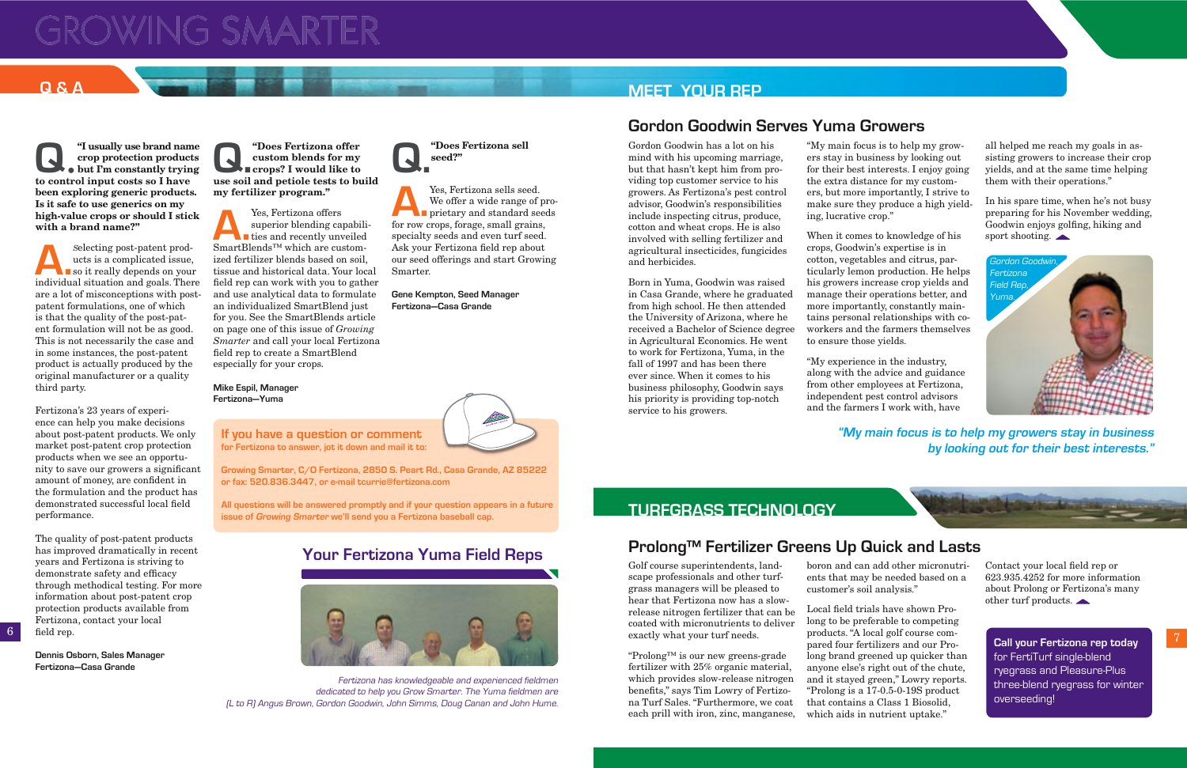# GROWING SMARTER

## Q & A

**Q. "I usually use brand name crop protection products but I'm constantly trying to control input costs so I have been exploring generic products. Is it safe to use generics on my high-value crops or should I stick with a brand name?"**

**A.** Selecting post-patent products is a complicated issue, so it really depends on your individual situation and goals. There are a lot of misconceptions with post-patent formulations, one of which is that the quality of the post-patent formulation will not be as good. This is not necessarily the case and in some instances, the post-patent product is actually produced by the original manufacturer or a quality third party.

Fertizona's 23 years of experience can help you make decisions about post-patent products. We only market post-patent crop protection products when we see an opportunity to save our growers a significant amount of money, are confident in the formulation and the product has demonstrated successful local field performance.

The quality of post-patent products has improved dramatically in recent years and Fertizona is striving to demonstrate safety and efficacy through methodical testing. For more information about post-patent crop protection products available from Fertizona, contact your local field rep.

**Dennis Osborn, Sales Manager**
**Fertizona—Casa Grande**

**Q. "Does Fertizona offer custom blends for my crops? I would like to use soil and petiole tests to build my fertilizer program."**

**A.** Yes, Fertizona offers superior blending capabilities and recently unveiled SmartBlends™ which are customized fertilizer blends based on soil, tissue and historical data. Your local field rep can work with you to gather and use analytical data to formulate an individualized SmartBlend just for you. See the SmartBlends article on page one of this issue of *Growing Smarter* and call your local Fertizona field rep to create a SmartBlend especially for your crops.

**Mike Espil, Manager**
**Fertizona—Yuma**

**Q. "Does Fertizona sell seed?"**

**A.** Yes, Fertizona sells seed. We offer a wide range of proprietary and standard seeds for row crops, forage, small grains, specialty seeds and even turf seed. Ask your Fertizona field rep about our seed offerings and start Growing Smarter.

**Gene Kempton, Seed Manager**
**Fertizona—Casa Grande**

**If you have a question or comment**
for Fertizona to answer, jot it down and mail it to:

Growing Smarter, C/O Fertizona, 2850 S. Peart Rd., Casa Grande, AZ 85222 or fax: 520.836.3447, or e-mail tcurrie@fertizona.com

All questions will be answered promptly and if your question appears in a future issue of *Growing Smarter* we'll send you a Fertizona baseball cap.

### Your Fertizona Yuma Field Reps

*Fertizona has knowledgeable and experienced fieldmen dedicated to help you Grow Smarter. The Yuma fieldmen are (L to R) Angus Brown, Gordon Goodwin, John Simms, Doug Canan and John Hume.*

## MEET YOUR REP

### Gordon Goodwin Serves Yuma Growers

Gordon Goodwin has a lot on his mind with his upcoming marriage, but that hasn't kept him from providing top customer service to his growers. As Fertizona's pest control advisor, Goodwin's responsibilities include inspecting citrus, produce, cotton and wheat crops. He is also involved with selling fertilizer and agricultural insecticides, fungicides and herbicides.

Born in Yuma, Goodwin was raised in Casa Grande, where he graduated from high school. He then attended the University of Arizona, where he received a Bachelor of Science degree in Agricultural Economics. He went to work for Fertizona, Yuma, in the fall of 1997 and has been there ever since. When it comes to his business philosophy, Goodwin says his priority is providing top-notch service to his growers.

"My main focus is to help my growers stay in business by looking out for their best interests. I enjoy going the extra distance for my customers, but more importantly, I strive to make sure they produce a high yielding, lucrative crop."

When it comes to knowledge of his crops, Goodwin's expertise is in cotton, vegetables and citrus, particularly lemon production. He helps his growers increase crop yields and manage their operations better, and more importantly, constantly maintains personal relationships with coworkers and the farmers themselves to ensure those yields.

"My experience in the industry, along with the advice and guidance from other employees at Fertizona, independent pest control advisors and the farmers I work with, have all helped me reach my goals in assisting growers to increase their crop yields, and at the same time helping them with their operations."

In his spare time, when he's not busy preparing for his November wedding, Goodwin enjoys golfing, hiking and sport shooting.

*Gordon Goodwin, Fertizona Field Rep, Yuma.*

*"My main focus is to help my growers stay in business by looking out for their best interests."*

## TURFGRASS TECHNOLOGY

### Prolong™ Fertilizer Greens Up Quick and Lasts

Golf course superintendents, landscape professionals and other turfgrass managers will be pleased to hear that Fertizona now has a slow-release nitrogen fertilizer that can be coated with micronutrients to deliver exactly what your turf needs.

"Prolong™ is our new greens-grade fertilizer with 25% organic material, which provides slow-release nitrogen benefits," says Tim Lowry of Fertizona Turf Sales. "Furthermore, we coat each prill with iron, zinc, manganese, boron and can add other micronutrients that may be needed based on a customer's soil analysis."

Local field trials have shown Prolong to be preferable to competing products. "A local golf course compared four fertilizers and our Prolong brand greened up quicker than anyone else's right out of the chute, and it stayed green," Lowry reports. "Prolong is a 17-0.5-0-19S product that contains a Class 1 Biosolid, which aids in nutrient uptake."

Contact your local field rep or 623.935.4252 for more information about Prolong or Fertizona's many other turf products.

**Call your Fertizona rep today** for FertiTurf single-blend ryegrass and Pleasure-Plus three-blend ryegrass for winter overseeding!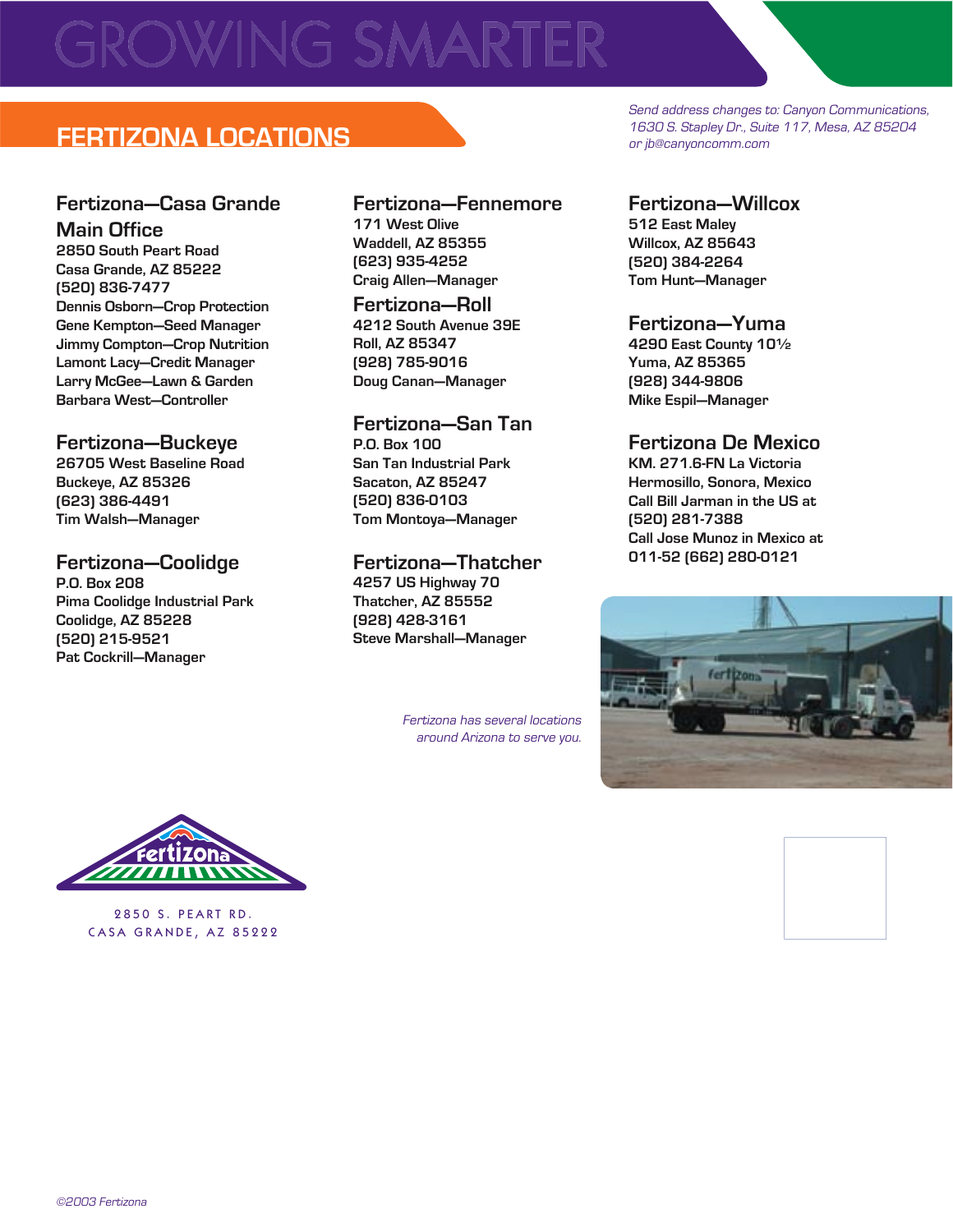# GROWING SMARTER

## FERTIZONA LOCATIONS

*Send address changes to: Canyon Communications, 1630 S. Stapley Dr., Suite 117, Mesa, AZ 85204 or jb@canyoncomm.com*

### Fertizona—Casa Grande Main Office

2850 South Peart Road
Casa Grande, AZ 85222
(520) 836-7477
Dennis Osborn—Crop Protection
Gene Kempton—Seed Manager
Jimmy Compton—Crop Nutrition
Lamont Lacy—Credit Manager
Larry McGee—Lawn & Garden
Barbara West—Controller

### Fertizona—Buckeye

26705 West Baseline Road
Buckeye, AZ 85326
(623) 386-4491
Tim Walsh—Manager

### Fertizona—Coolidge

P.O. Box 208
Pima Coolidge Industrial Park
Coolidge, AZ 85228
(520) 215-9521
Pat Cockrill—Manager

### Fertizona—Fennemore

171 West Olive
Waddell, AZ 85355
(623) 935-4252
Craig Allen—Manager

### Fertizona—Roll

4212 South Avenue 39E
Roll, AZ 85347
(928) 785-9016
Doug Canan—Manager

### Fertizona—San Tan

P.O. Box 100
San Tan Industrial Park
Sacaton, AZ 85247
(520) 836-0103
Tom Montoya—Manager

### Fertizona—Thatcher

4257 US Highway 70
Thatcher, AZ 85552
(928) 428-3161
Steve Marshall—Manager

### Fertizona—Willcox

512 East Maley
Willcox, AZ 85643
(520) 384-2264
Tom Hunt—Manager

### Fertizona—Yuma

4290 East County 10½
Yuma, AZ 85365
(928) 344-9806
Mike Espil—Manager

### Fertizona De Mexico

KM. 271.6-FN La Victoria
Hermosillo, Sonora, Mexico
Call Bill Jarman in the US at
(520) 281-7388
Call Jose Munoz in Mexico at
011-52 (662) 280-0121

*Fertizona has several locations around Arizona to serve you.*

Fertizona

2850 S. PEART RD.
CASA GRANDE, AZ 85222

*©2003 Fertizona*